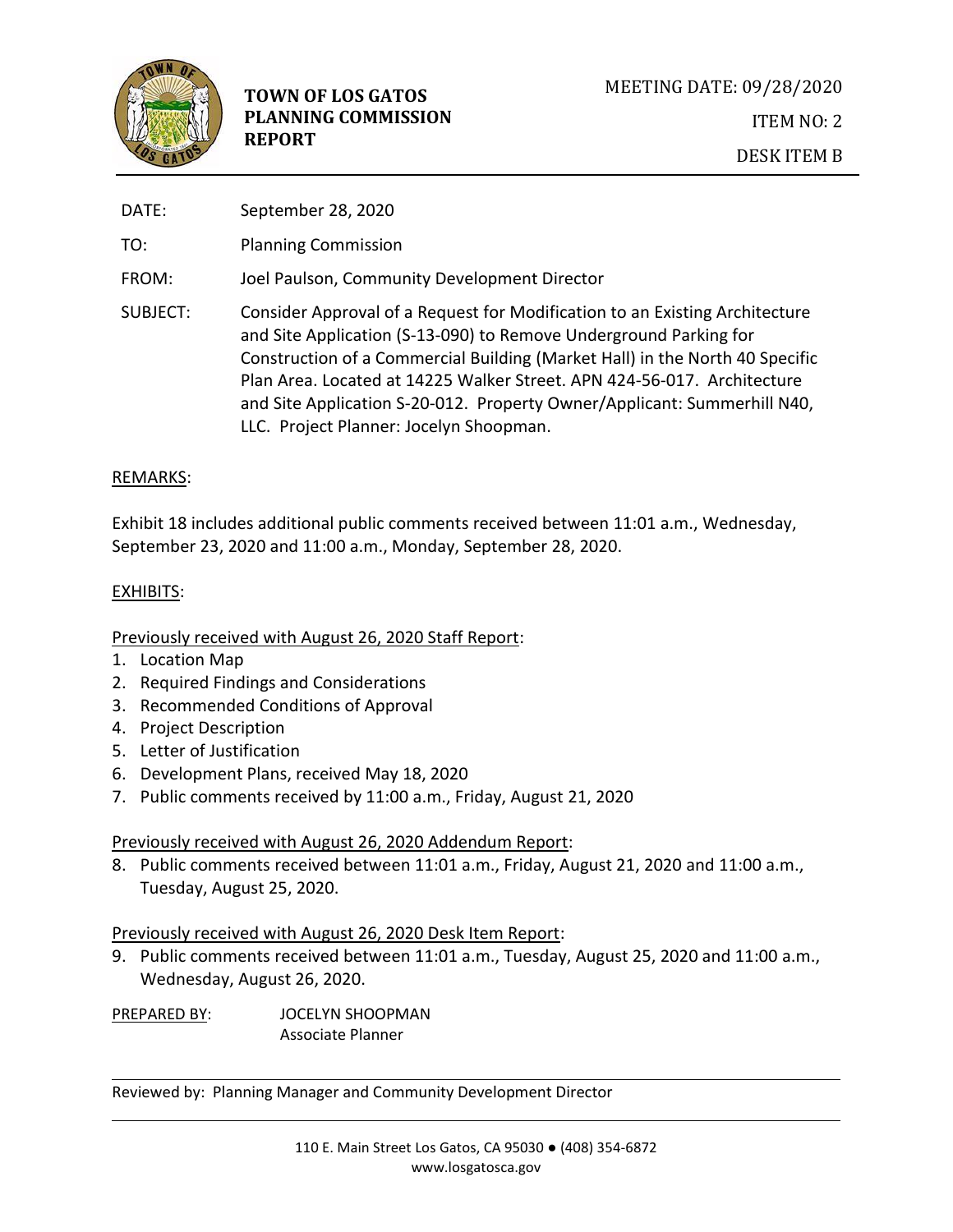**TOWN OF LOS GATOS PLANNING COMMISSION REPORT**

MEETING DATE: 09/28/2020

ITEM NO: 2

DESK ITEM B

DATE: September 28, 2020

TO: Planning Commission

FROM: Joel Paulson, Community Development Director

SUBJECT: Consider Approval of a Request for Modification to an Existing Architecture and Site Application (S-13-090) to Remove Underground Parking for Construction of a Commercial Building (Market Hall) in the North 40 Specific Plan Area. Located at 14225 Walker Street. APN 424-56-017. Architecture and Site Application S-20-012. Property Owner/Applicant: Summerhill N40, LLC. Project Planner: Jocelyn Shoopman.

REMARKS:

Exhibit 18 includes additional public comments received between 11:01 a.m., Wednesday, September 23, 2020 and 11:00 a.m., Monday, September 28, 2020.

EXHIBITS:

Previously received with August 26, 2020 Staff Report:

1. Location Map
2. Required Findings and Considerations
3. Recommended Conditions of Approval
4. Project Description
5. Letter of Justification
6. Development Plans, received May 18, 2020
7. Public comments received by 11:00 a.m., Friday, August 21, 2020

Previously received with August 26, 2020 Addendum Report:

8. Public comments received between 11:01 a.m., Friday, August 21, 2020 and 11:00 a.m., Tuesday, August 25, 2020.

Previously received with August 26, 2020 Desk Item Report:

9. Public comments received between 11:01 a.m., Tuesday, August 25, 2020 and 11:00 a.m., Wednesday, August 26, 2020.

PREPARED BY: JOCELYN SHOOPMAN
Associate Planner

Reviewed by: Planning Manager and Community Development Director

110 E. Main Street Los Gatos, CA 95030 ● (408) 354-6872
www.losgatosca.gov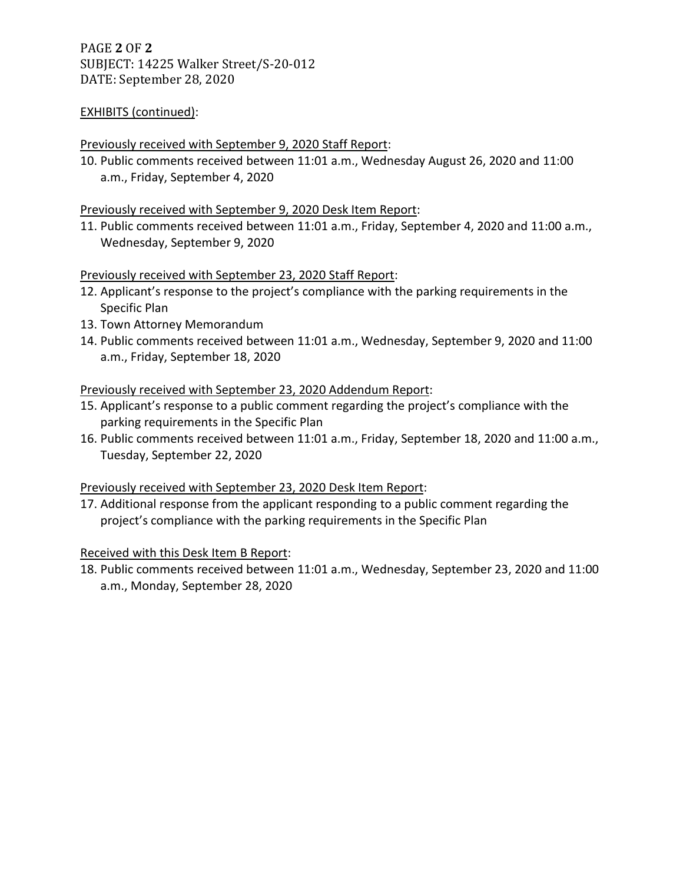EXHIBITS (continued):

Previously received with September 9, 2020 Staff Report:

10. Public comments received between 11:01 a.m., Wednesday August 26, 2020 and 11:00 a.m., Friday, September 4, 2020

Previously received with September 9, 2020 Desk Item Report:

11. Public comments received between 11:01 a.m., Friday, September 4, 2020 and 11:00 a.m., Wednesday, September 9, 2020

Previously received with September 23, 2020 Staff Report:

12. Applicant's response to the project's compliance with the parking requirements in the Specific Plan
13. Town Attorney Memorandum
14. Public comments received between 11:01 a.m., Wednesday, September 9, 2020 and 11:00 a.m., Friday, September 18, 2020

Previously received with September 23, 2020 Addendum Report:

15. Applicant's response to a public comment regarding the project's compliance with the parking requirements in the Specific Plan
16. Public comments received between 11:01 a.m., Friday, September 18, 2020 and 11:00 a.m., Tuesday, September 22, 2020

Previously received with September 23, 2020 Desk Item Report:

17. Additional response from the applicant responding to a public comment regarding the project's compliance with the parking requirements in the Specific Plan

Received with this Desk Item B Report:

18. Public comments received between 11:01 a.m., Wednesday, September 23, 2020 and 11:00 a.m., Monday, September 28, 2020